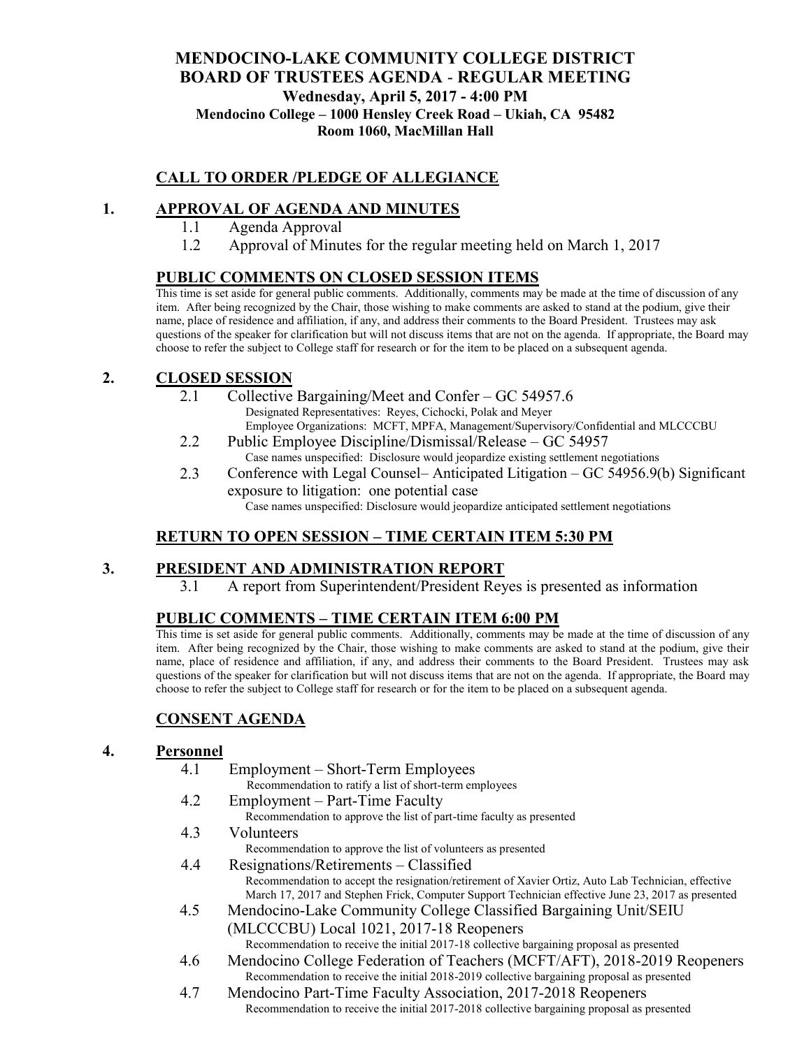# MENDOCINO-LAKE COMMUNITY COLLEGE DISTRICT
# BOARD OF TRUSTEES AGENDA - REGULAR MEETING

**Wednesday, April 5, 2017 - 4:00 PM**

**Mendocino College – 1000 Hensley Creek Road – Ukiah, CA 95482**

**Room 1060, MacMillan Hall**

## CALL TO ORDER /PLEDGE OF ALLEGIANCE

## 1. APPROVAL OF AGENDA AND MINUTES

1.1 Agenda Approval

1.2 Approval of Minutes for the regular meeting held on March 1, 2017

## PUBLIC COMMENTS ON CLOSED SESSION ITEMS

This time is set aside for general public comments. Additionally, comments may be made at the time of discussion of any item. After being recognized by the Chair, those wishing to make comments are asked to stand at the podium, give their name, place of residence and affiliation, if any, and address their comments to the Board President. Trustees may ask questions of the speaker for clarification but will not discuss items that are not on the agenda. If appropriate, the Board may choose to refer the subject to College staff for research or for the item to be placed on a subsequent agenda.

## 2. CLOSED SESSION

2.1 Collective Bargaining/Meet and Confer – GC 54957.6
Designated Representatives: Reyes, Cichocki, Polak and Meyer
Employee Organizations: MCFT, MPFA, Management/Supervisory/Confidential and MLCCCBU

2.2 Public Employee Discipline/Dismissal/Release – GC 54957
Case names unspecified: Disclosure would jeopardize existing settlement negotiations

2.3 Conference with Legal Counsel– Anticipated Litigation – GC 54956.9(b) Significant exposure to litigation: one potential case
Case names unspecified: Disclosure would jeopardize anticipated settlement negotiations

## RETURN TO OPEN SESSION – TIME CERTAIN ITEM 5:30 PM

## 3. PRESIDENT AND ADMINISTRATION REPORT

3.1 A report from Superintendent/President Reyes is presented as information

## PUBLIC COMMENTS – TIME CERTAIN ITEM 6:00 PM

This time is set aside for general public comments. Additionally, comments may be made at the time of discussion of any item. After being recognized by the Chair, those wishing to make comments are asked to stand at the podium, give their name, place of residence and affiliation, if any, and address their comments to the Board President. Trustees may ask questions of the speaker for clarification but will not discuss items that are not on the agenda. If appropriate, the Board may choose to refer the subject to College staff for research or for the item to be placed on a subsequent agenda.

## CONSENT AGENDA

## 4. Personnel

4.1 Employment – Short-Term Employees
Recommendation to ratify a list of short-term employees

4.2 Employment – Part-Time Faculty
Recommendation to approve the list of part-time faculty as presented

4.3 Volunteers
Recommendation to approve the list of volunteers as presented

4.4 Resignations/Retirements – Classified
Recommendation to accept the resignation/retirement of Xavier Ortiz, Auto Lab Technician, effective March 17, 2017 and Stephen Frick, Computer Support Technician effective June 23, 2017 as presented

4.5 Mendocino-Lake Community College Classified Bargaining Unit/SEIU (MLCCCBU) Local 1021, 2017-18 Reopeners
Recommendation to receive the initial 2017-18 collective bargaining proposal as presented

4.6 Mendocino College Federation of Teachers (MCFT/AFT), 2018-2019 Reopeners
Recommendation to receive the initial 2018-2019 collective bargaining proposal as presented

4.7 Mendocino Part-Time Faculty Association, 2017-2018 Reopeners
Recommendation to receive the initial 2017-2018 collective bargaining proposal as presented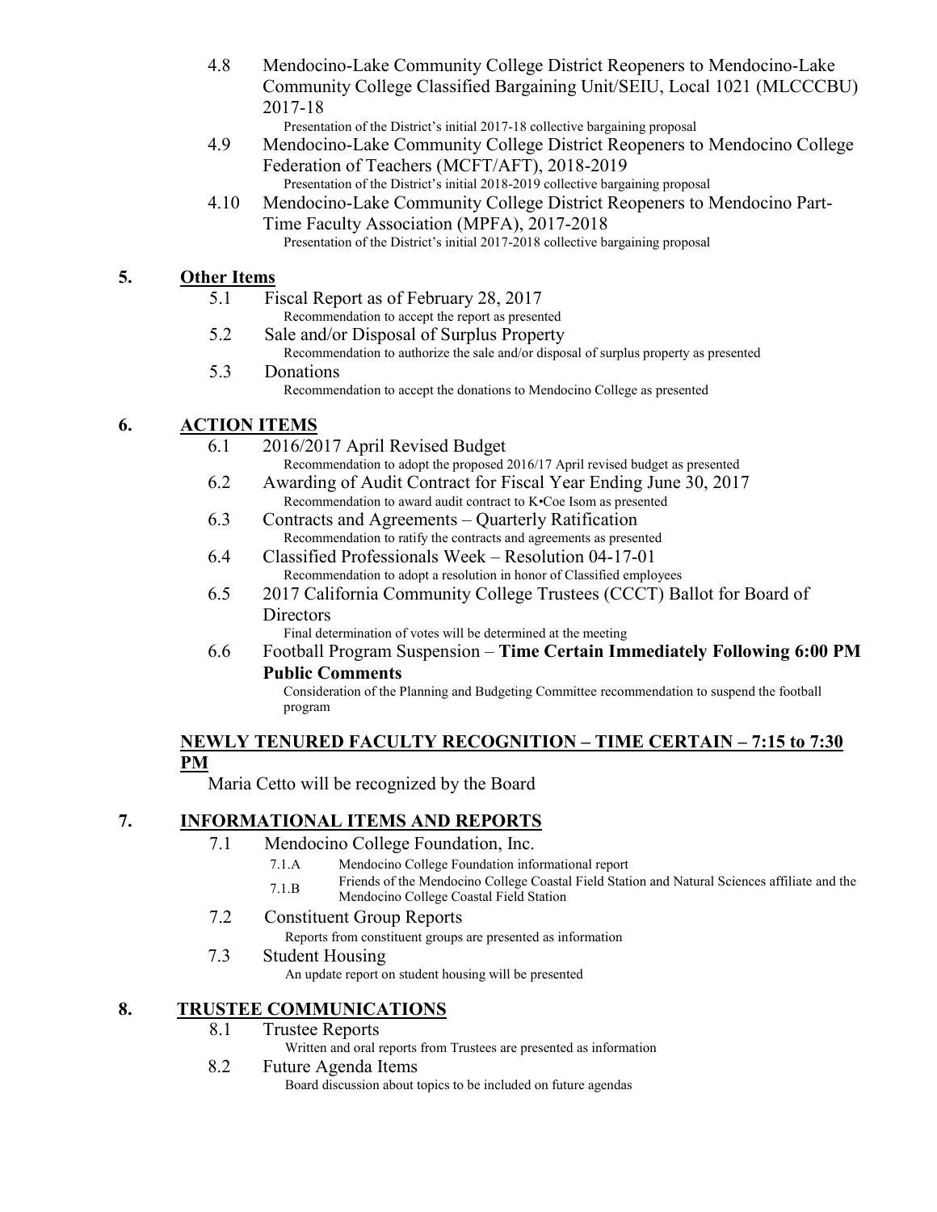4.8 Mendocino-Lake Community College District Reopeners to Mendocino-Lake Community College Classified Bargaining Unit/SEIU, Local 1021 (MLCCCBU) 2017-18
   Presentation of the District's initial 2017-18 collective bargaining proposal

4.9 Mendocino-Lake Community College District Reopeners to Mendocino College Federation of Teachers (MCFT/AFT), 2018-2019
   Presentation of the District's initial 2018-2019 collective bargaining proposal

4.10 Mendocino-Lake Community College District Reopeners to Mendocino Part-Time Faculty Association (MPFA), 2017-2018
   Presentation of the District's initial 2017-2018 collective bargaining proposal

## 5. Other Items

5.1 Fiscal Report as of February 28, 2017
   Recommendation to accept the report as presented

5.2 Sale and/or Disposal of Surplus Property
   Recommendation to authorize the sale and/or disposal of surplus property as presented

5.3 Donations
   Recommendation to accept the donations to Mendocino College as presented

## 6. ACTION ITEMS

6.1 2016/2017 April Revised Budget
   Recommendation to adopt the proposed 2016/17 April revised budget as presented

6.2 Awarding of Audit Contract for Fiscal Year Ending June 30, 2017
   Recommendation to award audit contract to K•Coe Isom as presented

6.3 Contracts and Agreements – Quarterly Ratification
   Recommendation to ratify the contracts and agreements as presented

6.4 Classified Professionals Week – Resolution 04-17-01
   Recommendation to adopt a resolution in honor of Classified employees

6.5 2017 California Community College Trustees (CCCT) Ballot for Board of Directors
   Final determination of votes will be determined at the meeting

6.6 Football Program Suspension – **Time Certain Immediately Following 6:00 PM Public Comments**
   Consideration of the Planning and Budgeting Committee recommendation to suspend the football program

## NEWLY TENURED FACULTY RECOGNITION – TIME CERTAIN – 7:15 to 7:30 PM

Maria Cetto will be recognized by the Board

## 7. INFORMATIONAL ITEMS AND REPORTS

7.1 Mendocino College Foundation, Inc.
   - 7.1.A Mendocino College Foundation informational report
   - 7.1.B Friends of the Mendocino College Coastal Field Station and Natural Sciences affiliate and the Mendocino College Coastal Field Station

7.2 Constituent Group Reports
   Reports from constituent groups are presented as information

7.3 Student Housing
   An update report on student housing will be presented

## 8. TRUSTEE COMMUNICATIONS

8.1 Trustee Reports
   Written and oral reports from Trustees are presented as information

8.2 Future Agenda Items
   Board discussion about topics to be included on future agendas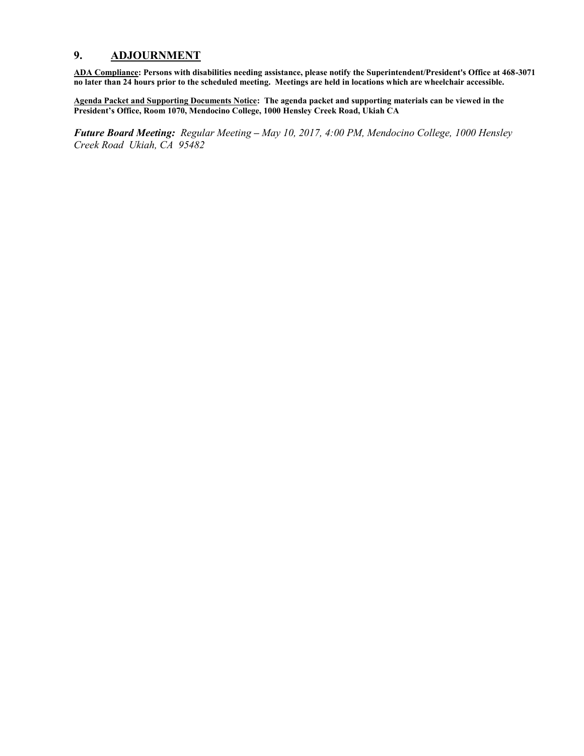## 9. ADJOURNMENT

**ADA Compliance: Persons with disabilities needing assistance, please notify the Superintendent/President's Office at 468-3071 no later than 24 hours prior to the scheduled meeting. Meetings are held in locations which are wheelchair accessible.**

**Agenda Packet and Supporting Documents Notice: The agenda packet and supporting materials can be viewed in the President's Office, Room 1070, Mendocino College, 1000 Hensley Creek Road, Ukiah CA**

***Future Board Meeting:*** *Regular Meeting – May 10, 2017, 4:00 PM, Mendocino College, 1000 Hensley Creek Road Ukiah, CA 95482*